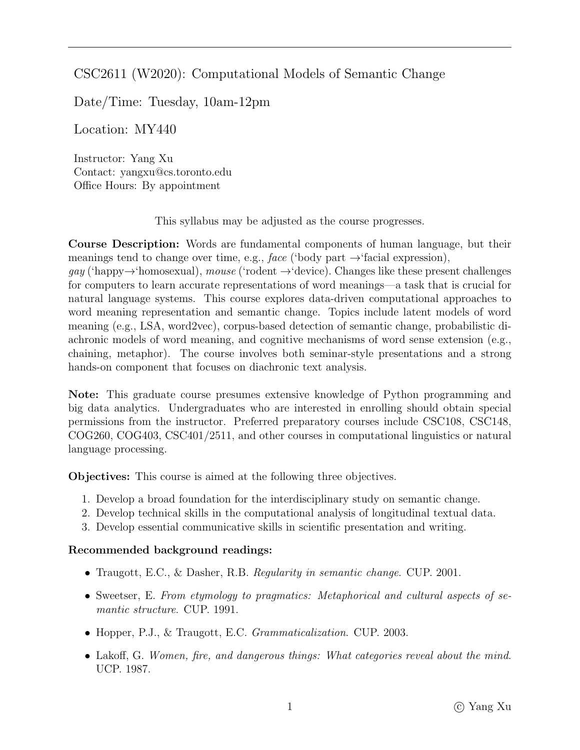# CSC2611 (W2020): Computational Models of Semantic Change

## Date/Time: Tuesday, 10am-12pm

## Location: MY440

Instructor: Yang Xu
Contact: yangxu@cs.toronto.edu
Office Hours: By appointment

This syllabus may be adjusted as the course progresses.

**Course Description:** Words are fundamental components of human language, but their meanings tend to change over time, e.g., *face* (‘body part →‘facial expression), *gay* (‘happy→‘homosexual), *mouse* (‘rodent →‘device). Changes like these present challenges for computers to learn accurate representations of word meanings—a task that is crucial for natural language systems. This course explores data-driven computational approaches to word meaning representation and semantic change. Topics include latent models of word meaning (e.g., LSA, word2vec), corpus-based detection of semantic change, probabilistic diachronic models of word meaning, and cognitive mechanisms of word sense extension (e.g., chaining, metaphor). The course involves both seminar-style presentations and a strong hands-on component that focuses on diachronic text analysis.

**Note:** This graduate course presumes extensive knowledge of Python programming and big data analytics. Undergraduates who are interested in enrolling should obtain special permissions from the instructor. Preferred preparatory courses include CSC108, CSC148, COG260, COG403, CSC401/2511, and other courses in computational linguistics or natural language processing.

**Objectives:** This course is aimed at the following three objectives.

1. Develop a broad foundation for the interdisciplinary study on semantic change.
2. Develop technical skills in the computational analysis of longitudinal textual data.
3. Develop essential communicative skills in scientific presentation and writing.

**Recommended background readings:**

- Traugott, E.C., & Dasher, R.B. *Regularity in semantic change*. CUP. 2001.
- Sweetser, E. *From etymology to pragmatics: Metaphorical and cultural aspects of semantic structure*. CUP. 1991.
- Hopper, P.J., & Traugott, E.C. *Grammaticalization*. CUP. 2003.
- Lakoff, G. *Women, fire, and dangerous things: What categories reveal about the mind*. UCP. 1987.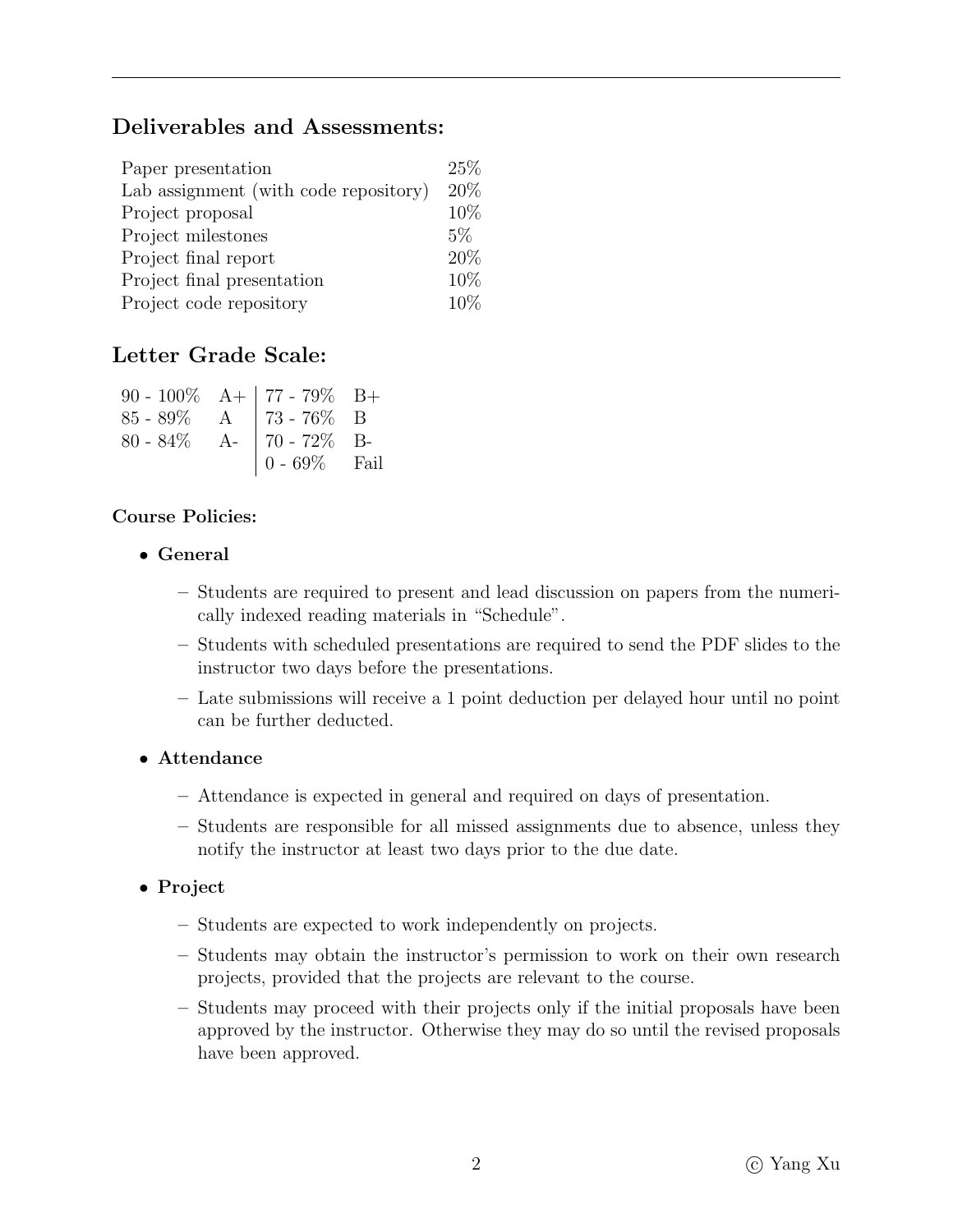## Deliverables and Assessments:

| | |
|---|---|
| Paper presentation | 25% |
| Lab assignment (with code repository) | 20% |
| Project proposal | 10% |
| Project milestones | 5% |
| Project final report | 20% |
| Project final presentation | 10% |
| Project code repository | 10% |

## Letter Grade Scale:

| | | | |
|---|---|---|---|
| 90 - 100% | A+ | 77 - 79% | B+ |
| 85 - 89% | A | 73 - 76% | B |
| 80 - 84% | A- | 70 - 72% | B- |
| | | 0 - 69% | Fail |

**Course Policies:**

- **General**
  - Students are required to present and lead discussion on papers from the numerically indexed reading materials in "Schedule".
  - Students with scheduled presentations are required to send the PDF slides to the instructor two days before the presentations.
  - Late submissions will receive a 1 point deduction per delayed hour until no point can be further deducted.
- **Attendance**
  - Attendance is expected in general and required on days of presentation.
  - Students are responsible for all missed assignments due to absence, unless they notify the instructor at least two days prior to the due date.
- **Project**
  - Students are expected to work independently on projects.
  - Students may obtain the instructor's permission to work on their own research projects, provided that the projects are relevant to the course.
  - Students may proceed with their projects only if the initial proposals have been approved by the instructor. Otherwise they may do so until the revised proposals have been approved.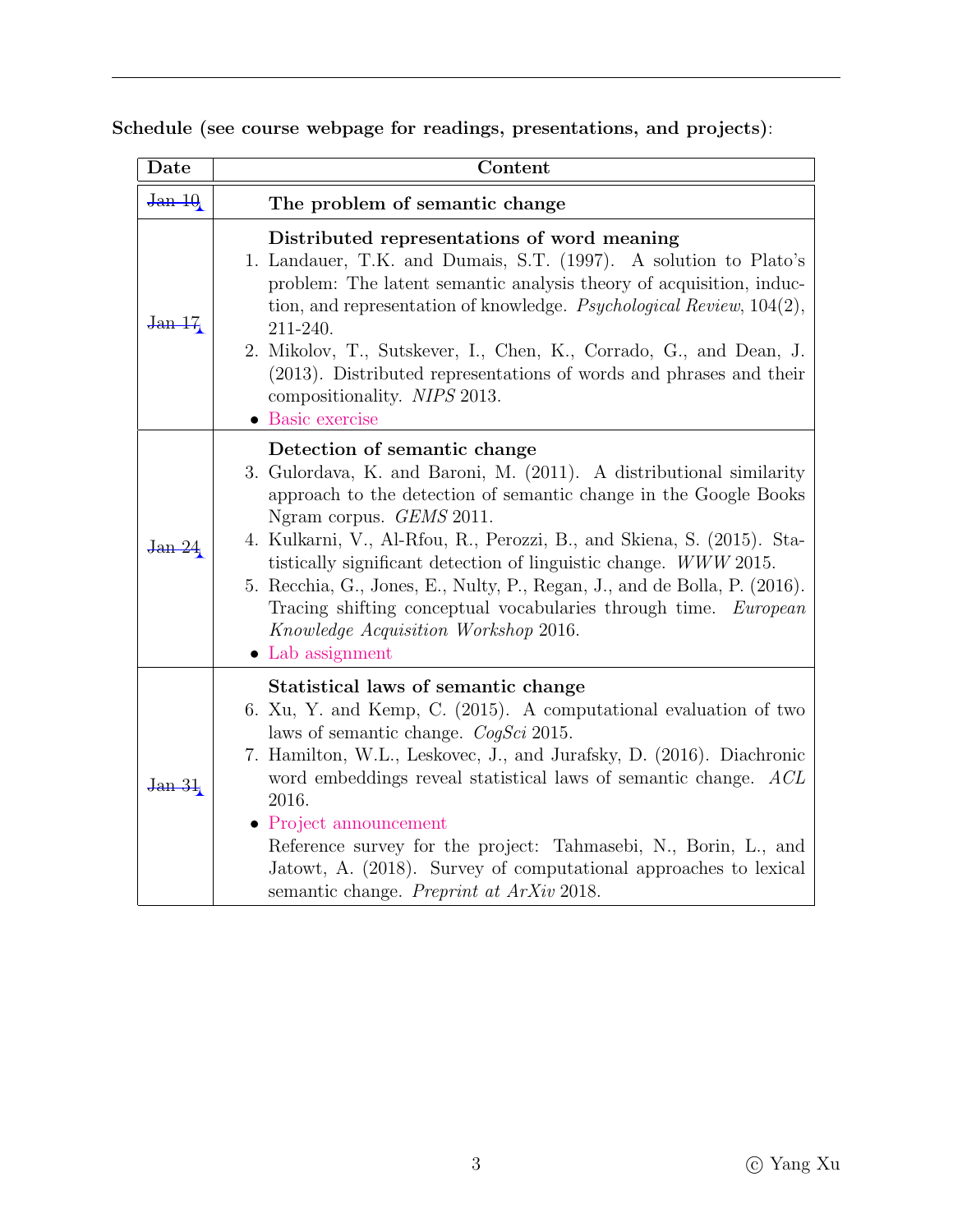**Schedule (see course webpage for readings, presentations, and projects)**:

| Date | Content |
|---|---|
| ~~Jan 10~~ | **The problem of semantic change** |
| ~~Jan 17~~ | **Distributed representations of word meaning**<br>1. Landauer, T.K. and Dumais, S.T. (1997). A solution to Plato's problem: The latent semantic analysis theory of acquisition, induction, and representation of knowledge. *Psychological Review*, 104(2), 211-240.<br>2. Mikolov, T., Sutskever, I., Chen, K., Corrado, G., and Dean, J. (2013). Distributed representations of words and phrases and their compositionality. *NIPS* 2013.<br>• Basic exercise |
| ~~Jan 24~~ | **Detection of semantic change**<br>3. Gulordava, K. and Baroni, M. (2011). A distributional similarity approach to the detection of semantic change in the Google Books Ngram corpus. *GEMS* 2011.<br>4. Kulkarni, V., Al-Rfou, R., Perozzi, B., and Skiena, S. (2015). Statistically significant detection of linguistic change. *WWW* 2015.<br>5. Recchia, G., Jones, E., Nulty, P., Regan, J., and de Bolla, P. (2016). Tracing shifting conceptual vocabularies through time. *European Knowledge Acquisition Workshop* 2016.<br>• Lab assignment |
| ~~Jan 31~~ | **Statistical laws of semantic change**<br>6. Xu, Y. and Kemp, C. (2015). A computational evaluation of two laws of semantic change. *CogSci* 2015.<br>7. Hamilton, W.L., Leskovec, J., and Jurafsky, D. (2016). Diachronic word embeddings reveal statistical laws of semantic change. *ACL* 2016.<br>• Project announcement<br>Reference survey for the project: Tahmasebi, N., Borin, L., and Jatowt, A. (2018). Survey of computational approaches to lexical semantic change. *Preprint at ArXiv* 2018. |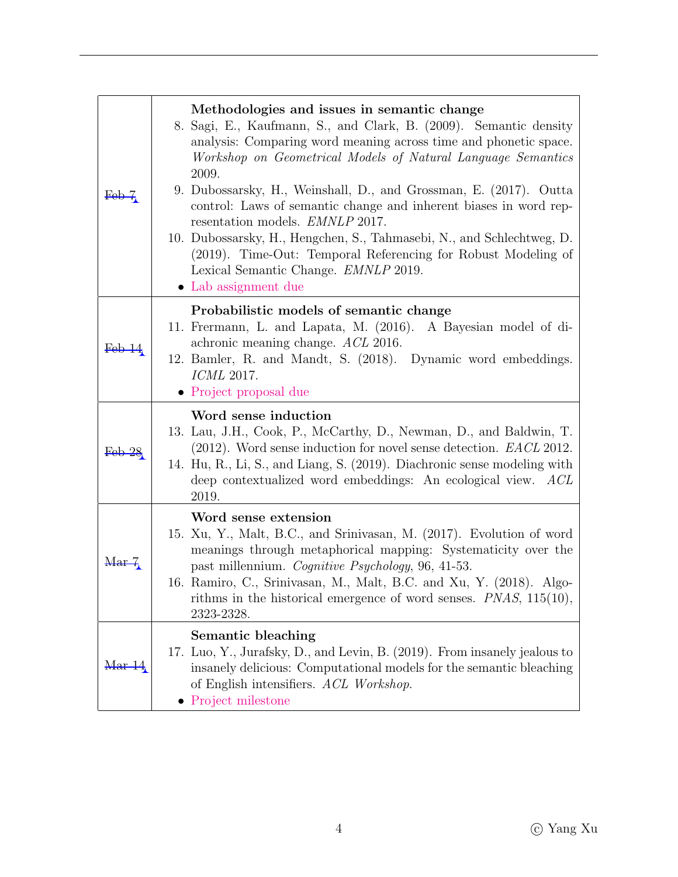| | |
|---|---|
| ~~Feb 7~~ | **Methodologies and issues in semantic change**<br>8. Sagi, E., Kaufmann, S., and Clark, B. (2009). Semantic density analysis: Comparing word meaning across time and phonetic space. *Workshop on Geometrical Models of Natural Language Semantics* 2009.<br>9. Dubossarsky, H., Weinshall, D., and Grossman, E. (2017). Outta control: Laws of semantic change and inherent biases in word representation models. *EMNLP* 2017.<br>10. Dubossarsky, H., Hengchen, S., Tahmasebi, N., and Schlechtweg, D. (2019). Time-Out: Temporal Referencing for Robust Modeling of Lexical Semantic Change. *EMNLP* 2019.<br>• Lab assignment due |
| ~~Feb 14~~ | **Probabilistic models of semantic change**<br>11. Frermann, L. and Lapata, M. (2016). A Bayesian model of diachronic meaning change. *ACL* 2016.<br>12. Bamler, R. and Mandt, S. (2018). Dynamic word embeddings. *ICML* 2017.<br>• Project proposal due |
| ~~Feb 28~~ | **Word sense induction**<br>13. Lau, J.H., Cook, P., McCarthy, D., Newman, D., and Baldwin, T. (2012). Word sense induction for novel sense detection. *EACL* 2012.<br>14. Hu, R., Li, S., and Liang, S. (2019). Diachronic sense modeling with deep contextualized word embeddings: An ecological view. *ACL* 2019. |
| ~~Mar 7~~ | **Word sense extension**<br>15. Xu, Y., Malt, B.C., and Srinivasan, M. (2017). Evolution of word meanings through metaphorical mapping: Systematicity over the past millennium. *Cognitive Psychology*, 96, 41-53.<br>16. Ramiro, C., Srinivasan, M., Malt, B.C. and Xu, Y. (2018). Algorithms in the historical emergence of word senses. *PNAS*, 115(10), 2323-2328. |
| ~~Mar 14~~ | **Semantic bleaching**<br>17. Luo, Y., Jurafsky, D., and Levin, B. (2019). From insanely jealous to insanely delicious: Computational models for the semantic bleaching of English intensifiers. *ACL Workshop*.<br>• Project milestone |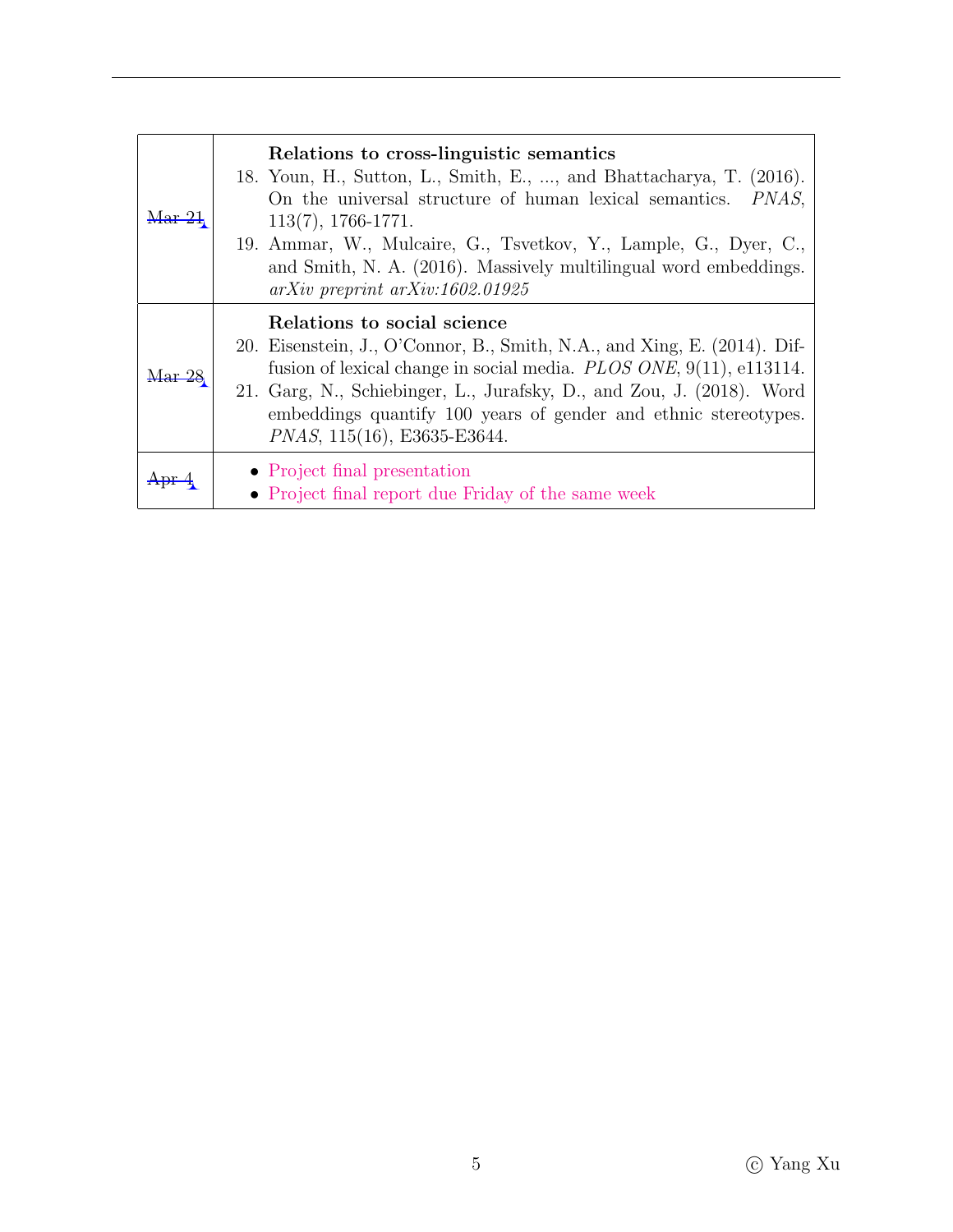| | |
|---|---|
| ~~Mar 21~~ | **Relations to cross-linguistic semantics**<br>18. Youn, H., Sutton, L., Smith, E., ..., and Bhattacharya, T. (2016). On the universal structure of human lexical semantics. *PNAS*, 113(7), 1766-1771.<br>19. Ammar, W., Mulcaire, G., Tsvetkov, Y., Lample, G., Dyer, C., and Smith, N. A. (2016). Massively multilingual word embeddings. *arXiv preprint arXiv:1602.01925* |
| ~~Mar 28~~ | **Relations to social science**<br>20. Eisenstein, J., O'Connor, B., Smith, N.A., and Xing, E. (2014). Diffusion of lexical change in social media. *PLOS ONE*, 9(11), e113114.<br>21. Garg, N., Schiebinger, L., Jurafsky, D., and Zou, J. (2018). Word embeddings quantify 100 years of gender and ethnic stereotypes. *PNAS*, 115(16), E3635-E3644. |
| ~~Apr 4~~ | • Project final presentation<br>• Project final report due Friday of the same week |

© Yang Xu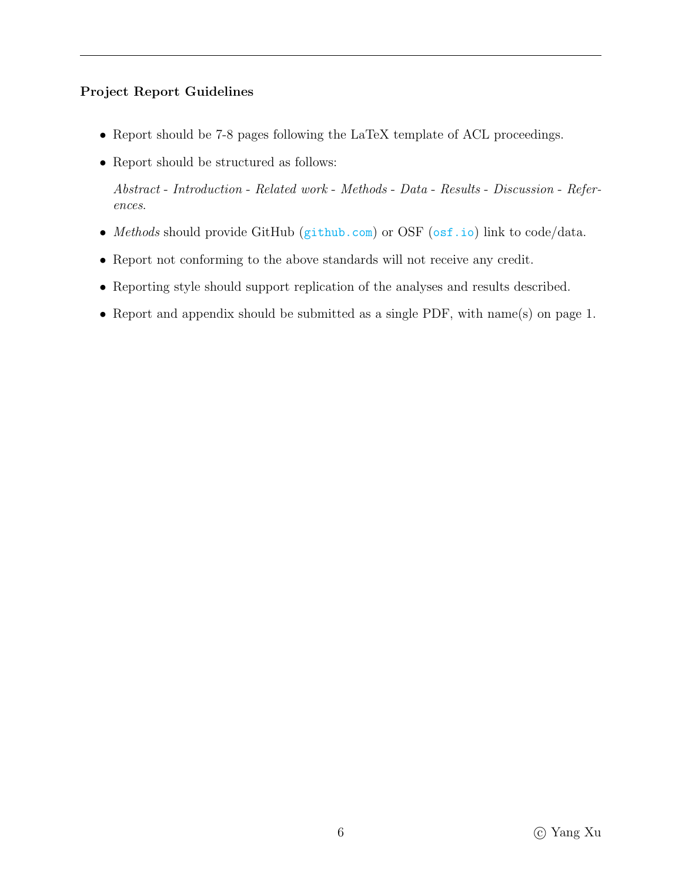**Project Report Guidelines**

- Report should be 7-8 pages following the LaTeX template of ACL proceedings.
- Report should be structured as follows:

  *Abstract* - *Introduction* - *Related work* - *Methods* - *Data* - *Results* - *Discussion* - *References*.
- *Methods* should provide GitHub (`github.com`) or OSF (`osf.io`) link to code/data.
- Report not conforming to the above standards will not receive any credit.
- Reporting style should support replication of the analyses and results described.
- Report and appendix should be submitted as a single PDF, with name(s) on page 1.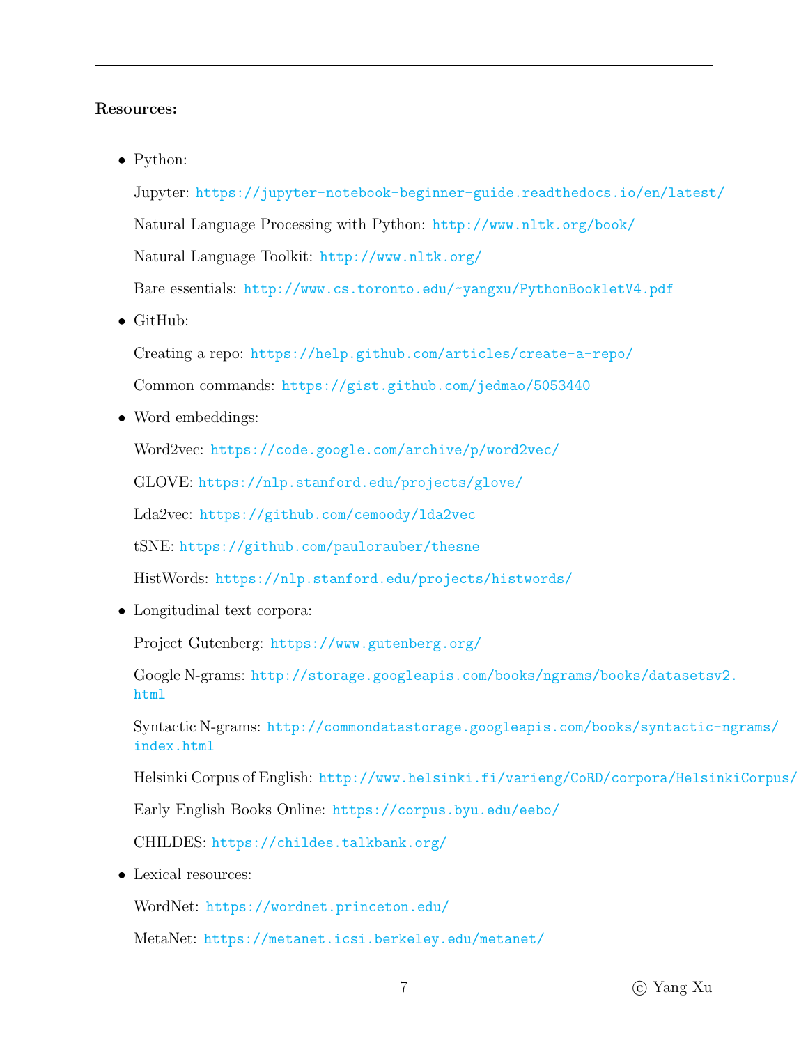**Resources:**

- Python:

  Jupyter: https://jupyter-notebook-beginner-guide.readthedocs.io/en/latest/

  Natural Language Processing with Python: http://www.nltk.org/book/

  Natural Language Toolkit: http://www.nltk.org/

  Bare essentials: http://www.cs.toronto.edu/~yangxu/PythonBookletV4.pdf

- GitHub:

  Creating a repo: https://help.github.com/articles/create-a-repo/

  Common commands: https://gist.github.com/jedmao/5053440

- Word embeddings:

  Word2vec: https://code.google.com/archive/p/word2vec/

  GLOVE: https://nlp.stanford.edu/projects/glove/

  Lda2vec: https://github.com/cemoody/lda2vec

  tSNE: https://github.com/paulorauber/thesne

  HistWords: https://nlp.stanford.edu/projects/histwords/

- Longitudinal text corpora:

  Project Gutenberg: https://www.gutenberg.org/

  Google N-grams: http://storage.googleapis.com/books/ngrams/books/datasetsv2.html

  Syntactic N-grams: http://commondatastorage.googleapis.com/books/syntactic-ngrams/index.html

  Helsinki Corpus of English: http://www.helsinki.fi/varieng/CoRD/corpora/HelsinkiCorpus/

  Early English Books Online: https://corpus.byu.edu/eebo/

  CHILDES: https://childes.talkbank.org/

- Lexical resources:

  WordNet: https://wordnet.princeton.edu/

  MetaNet: https://metanet.icsi.berkeley.edu/metanet/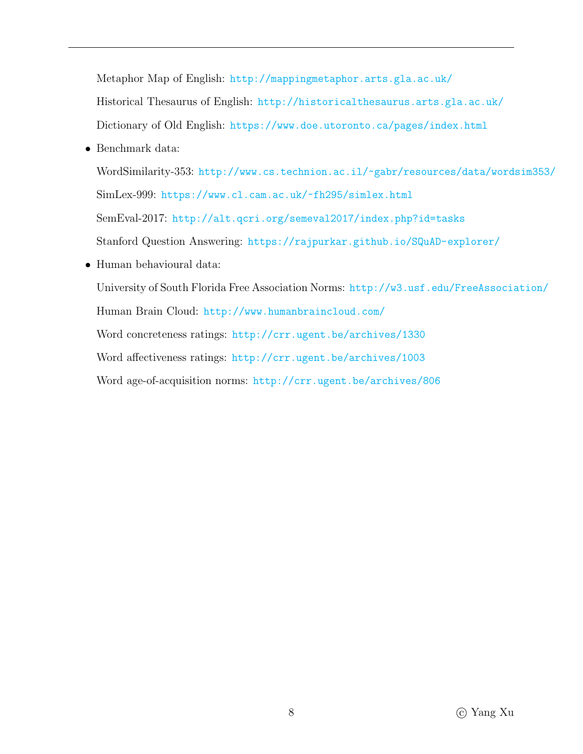Metaphor Map of English: http://mappingmetaphor.arts.gla.ac.uk/

Historical Thesaurus of English: http://historicalthesaurus.arts.gla.ac.uk/

Dictionary of Old English: https://www.doe.utoronto.ca/pages/index.html

- Benchmark data:

  WordSimilarity-353: http://www.cs.technion.ac.il/~gabr/resources/data/wordsim353/

  SimLex-999: https://www.cl.cam.ac.uk/~fh295/simlex.html

  SemEval-2017: http://alt.qcri.org/semeval2017/index.php?id=tasks

  Stanford Question Answering: https://rajpurkar.github.io/SQuAD-explorer/

- Human behavioural data:

  University of South Florida Free Association Norms: http://w3.usf.edu/FreeAssociation/

  Human Brain Cloud: http://www.humanbraincloud.com/

  Word concreteness ratings: http://crr.ugent.be/archives/1330

  Word affectiveness ratings: http://crr.ugent.be/archives/1003

  Word age-of-acquisition norms: http://crr.ugent.be/archives/806